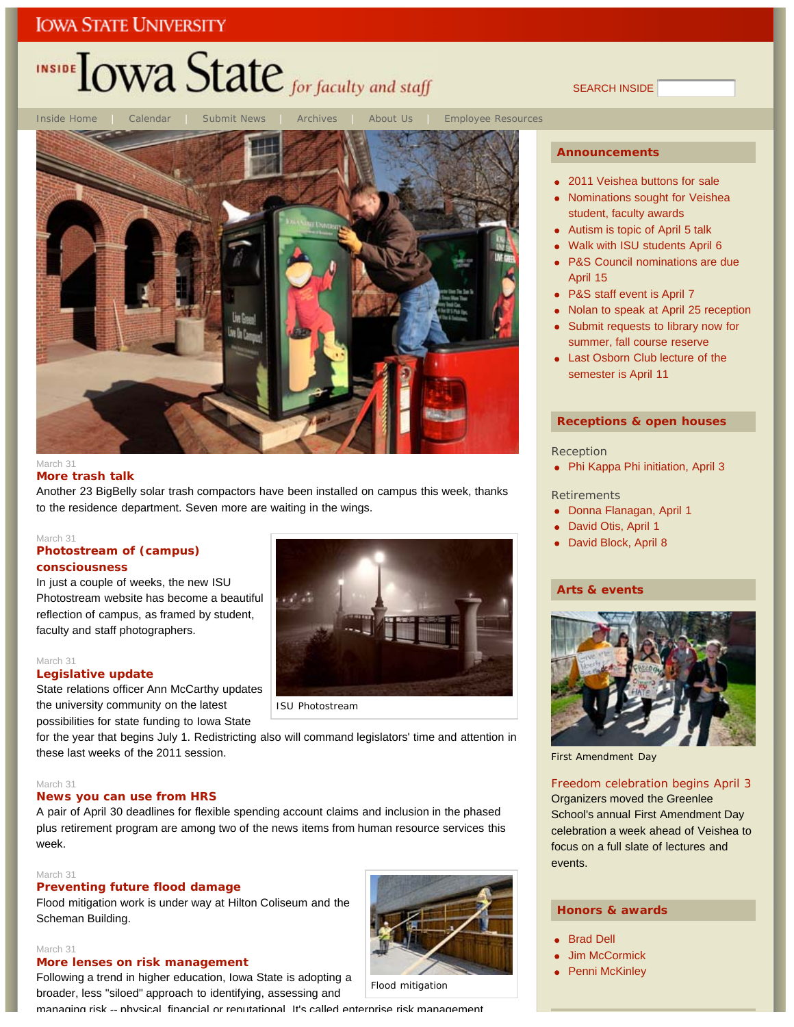IOWA STATE UNIVERSITY

# INSIDE Iowa State *for faculty and staff*

SEARCH INSIDE

Inside Home | Calendar | Submit News | Archives | About Us | Employee Resources

March 31

**More trash talk**

Another 23 BigBelly solar trash compactors have been installed on campus this week, thanks to the residence department. Seven more are waiting in the wings.

March 31

**Photostream of (campus) consciousness**

In just a couple of weeks, the new ISU Photostream website has become a beautiful reflection of campus, as framed by student, faculty and staff photographers.

ISU Photostream

March 31

**Legislative update**

State relations officer Ann McCarthy updates the university community on the latest possibilities for state funding to Iowa State for the year that begins July 1. Redistricting also will command legislators' time and attention in these last weeks of the 2011 session.

March 31

**News you can use from HRS**

A pair of April 30 deadlines for flexible spending account claims and inclusion in the phased plus retirement program are among two of the news items from human resource services this week.

March 31

**Preventing future flood damage**

Flood mitigation work is under way at Hilton Coliseum and the Scheman Building.

Flood mitigation

March 31

**More lenses on risk management**

Following a trend in higher education, Iowa State is adopting a broader, less "siloed" approach to identifying, assessing and managing risk -- physical, financial or reputational. It's called enterprise risk management

## Announcements

- 2011 Veishea buttons for sale
- Nominations sought for Veishea student, faculty awards
- Autism is topic of April 5 talk
- Walk with ISU students April 6
- P&S Council nominations are due April 15
- P&S staff event is April 7
- Nolan to speak at April 25 reception
- Submit requests to library now for summer, fall course reserve
- Last Osborn Club lecture of the semester is April 11

## Receptions & open houses

Reception

- Phi Kappa Phi initiation, April 3

Retirements

- Donna Flanagan, April 1
- David Otis, April 1
- David Block, April 8

## Arts & events

First Amendment Day

**Freedom celebration begins April 3**

Organizers moved the Greenlee School's annual First Amendment Day celebration a week ahead of Veishea to focus on a full slate of lectures and events.

## Honors & awards

- Brad Dell
- Jim McCormick
- Penni McKinley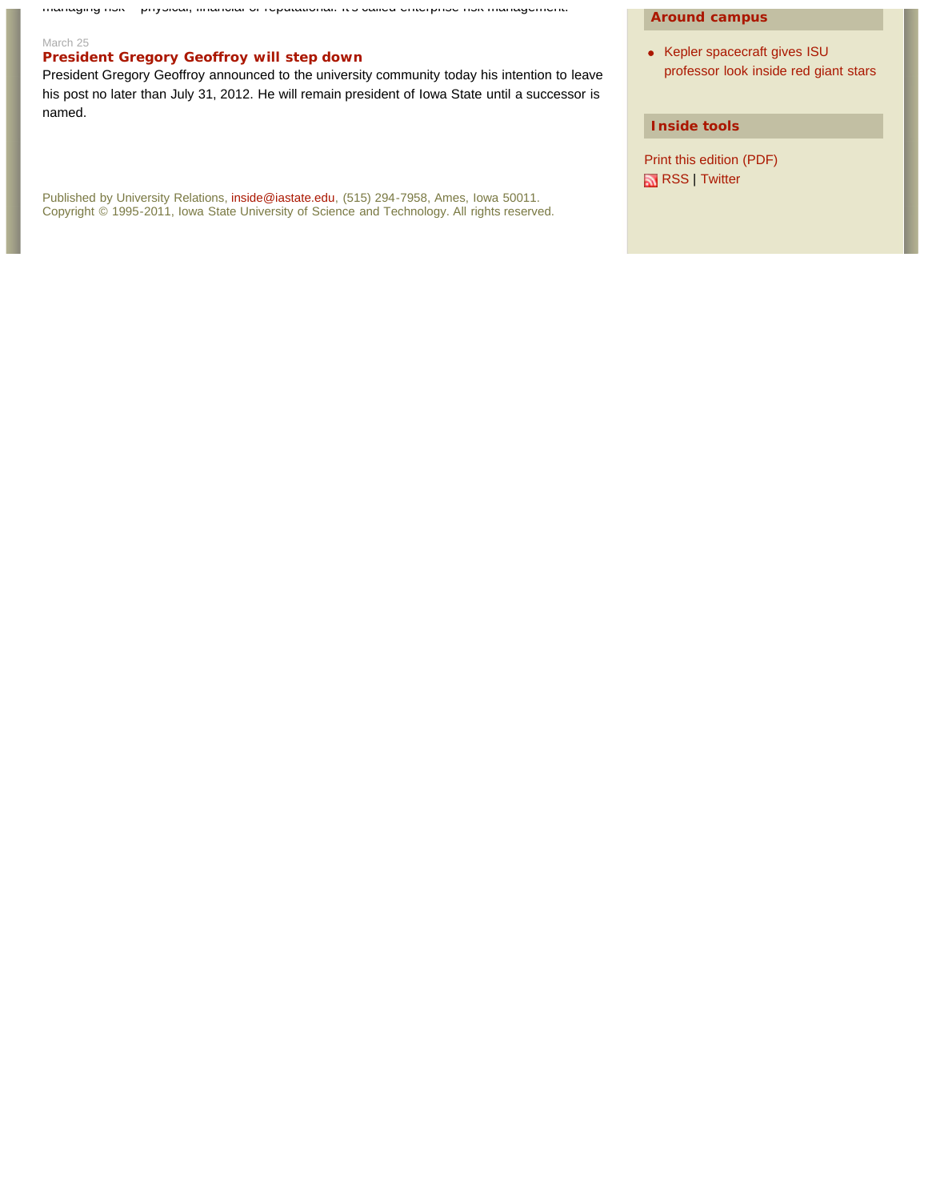managing risk – physical, financial or reputational. It's called enterprise risk management.

March 25

### President Gregory Geoffroy will step down

President Gregory Geoffroy announced to the university community today his intention to leave his post no later than July 31, 2012. He will remain president of Iowa State until a successor is named.

Published by University Relations, inside@iastate.edu, (515) 294-7958, Ames, Iowa 50011.
Copyright © 1995-2011, Iowa State University of Science and Technology. All rights reserved.

#### Around campus

- Kepler spacecraft gives ISU professor look inside red giant stars

#### Inside tools

Print this edition (PDF)

RSS | Twitter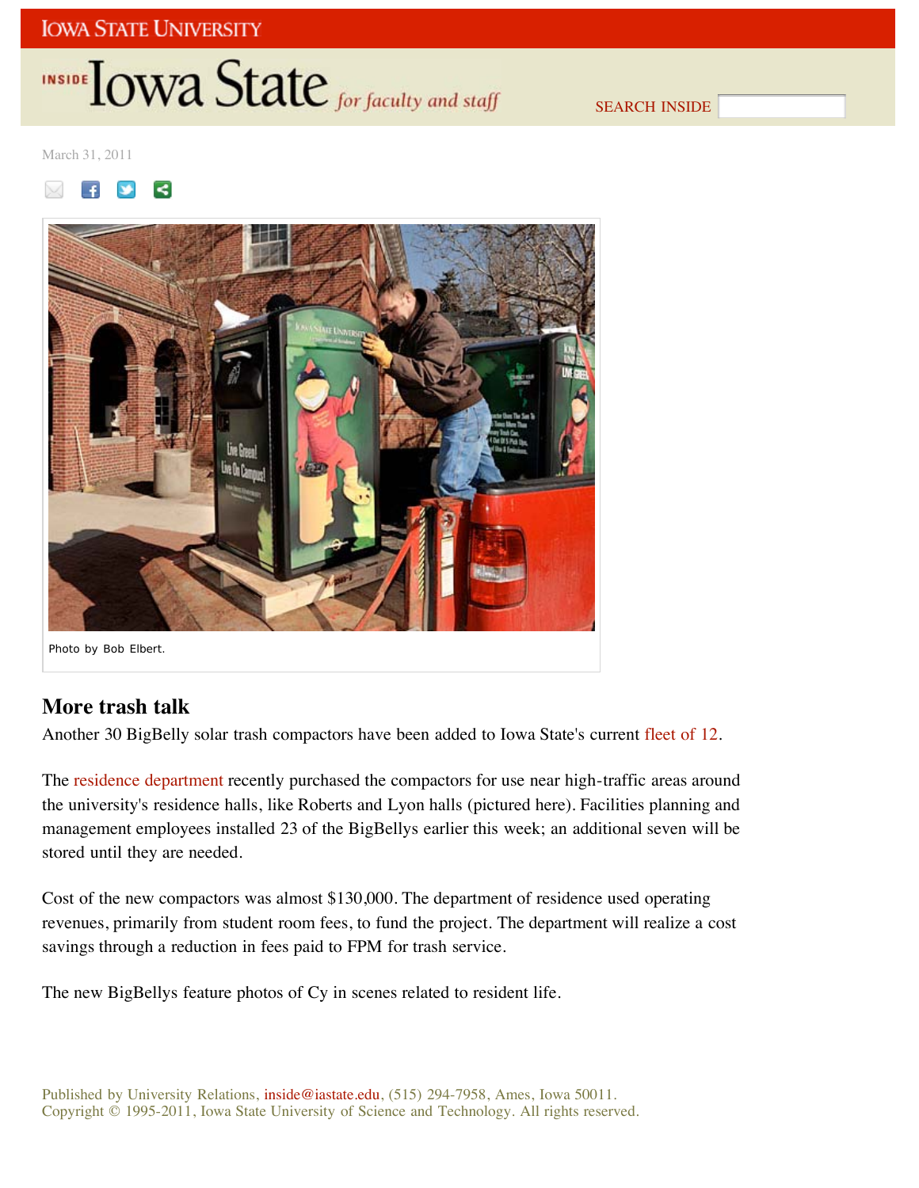March 31, 2011

Photo by Bob Elbert.

## More trash talk

Another 30 BigBelly solar trash compactors have been added to Iowa State's current fleet of 12.

The residence department recently purchased the compactors for use near high-traffic areas around the university's residence halls, like Roberts and Lyon halls (pictured here). Facilities planning and management employees installed 23 of the BigBellys earlier this week; an additional seven will be stored until they are needed.

Cost of the new compactors was almost $130,000. The department of residence used operating revenues, primarily from student room fees, to fund the project. The department will realize a cost savings through a reduction in fees paid to FPM for trash service.

The new BigBellys feature photos of Cy in scenes related to resident life.

Published by University Relations, inside@iastate.edu, (515) 294-7958, Ames, Iowa 50011.
Copyright © 1995-2011, Iowa State University of Science and Technology. All rights reserved.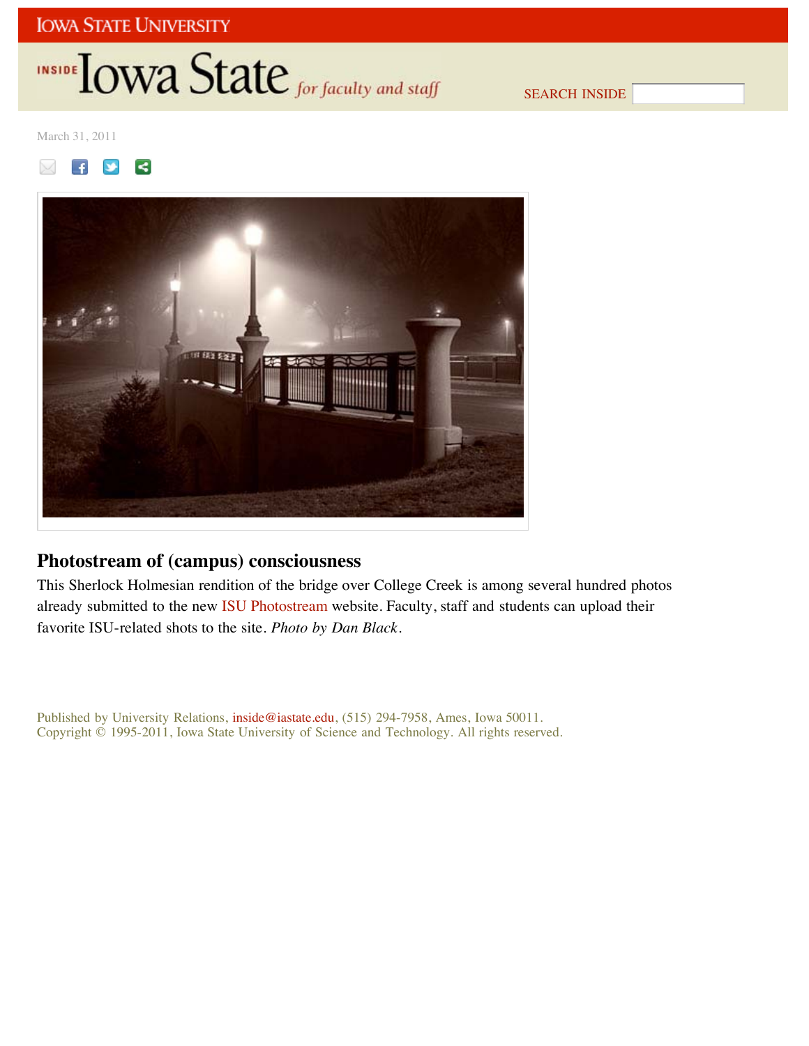March 31, 2011

## Photostream of (campus) consciousness

This Sherlock Holmesian rendition of the bridge over College Creek is among several hundred photos already submitted to the new ISU Photostream website. Faculty, staff and students can upload their favorite ISU-related shots to the site. *Photo by Dan Black*.

Published by University Relations, inside@iastate.edu, (515) 294-7958, Ames, Iowa 50011.
Copyright © 1995-2011, Iowa State University of Science and Technology. All rights reserved.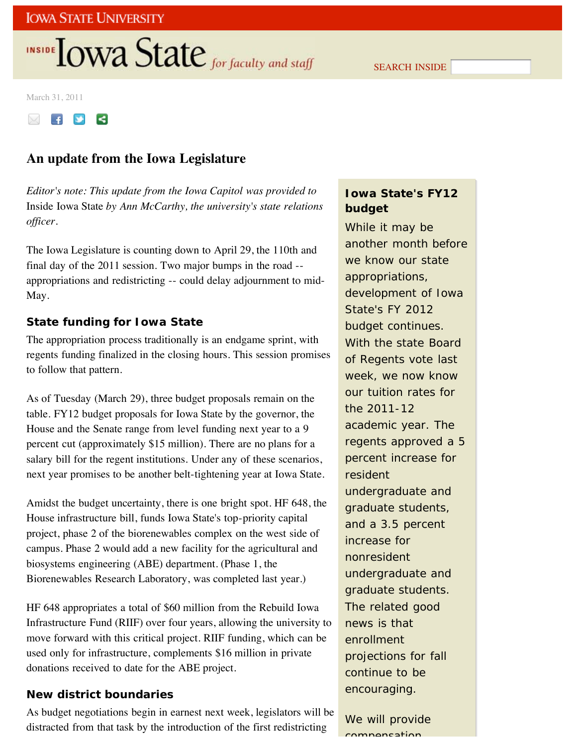March 31, 2011

# An update from the Iowa Legislature

*Editor's note: This update from the Iowa Capitol was provided to* Inside Iowa State *by Ann McCarthy, the university's state relations officer.*

The Iowa Legislature is counting down to April 29, the 110th and final day of the 2011 session. Two major bumps in the road -- appropriations and redistricting -- could delay adjournment to mid-May.

## State funding for Iowa State

The appropriation process traditionally is an endgame sprint, with regents funding finalized in the closing hours. This session promises to follow that pattern.

As of Tuesday (March 29), three budget proposals remain on the table. FY12 budget proposals for Iowa State by the governor, the House and the Senate range from level funding next year to a 9 percent cut (approximately $15 million). There are no plans for a salary bill for the regent institutions. Under any of these scenarios, next year promises to be another belt-tightening year at Iowa State.

Amidst the budget uncertainty, there is one bright spot. HF 648, the House infrastructure bill, funds Iowa State's top-priority capital project, phase 2 of the biorenewables complex on the west side of campus. Phase 2 would add a new facility for the agricultural and biosystems engineering (ABE) department. (Phase 1, the Biorenewables Research Laboratory, was completed last year.)

HF 648 appropriates a total of $60 million from the Rebuild Iowa Infrastructure Fund (RIIF) over four years, allowing the university to move forward with this critical project. RIIF funding, which can be used only for infrastructure, complements $16 million in private donations received to date for the ABE project.

## New district boundaries

As budget negotiations begin in earnest next week, legislators will be distracted from that task by the introduction of the first redistricting

**Iowa State's FY12 budget**

While it may be another month before we know our state appropriations, development of Iowa State's FY 2012 budget continues. With the state Board of Regents vote last week, we now know our tuition rates for the 2011-12 academic year. The regents approved a 5 percent increase for resident undergraduate and graduate students, and a 3.5 percent increase for nonresident undergraduate and graduate students. The related good news is that enrollment projections for fall continue to be encouraging.

We will provide compensation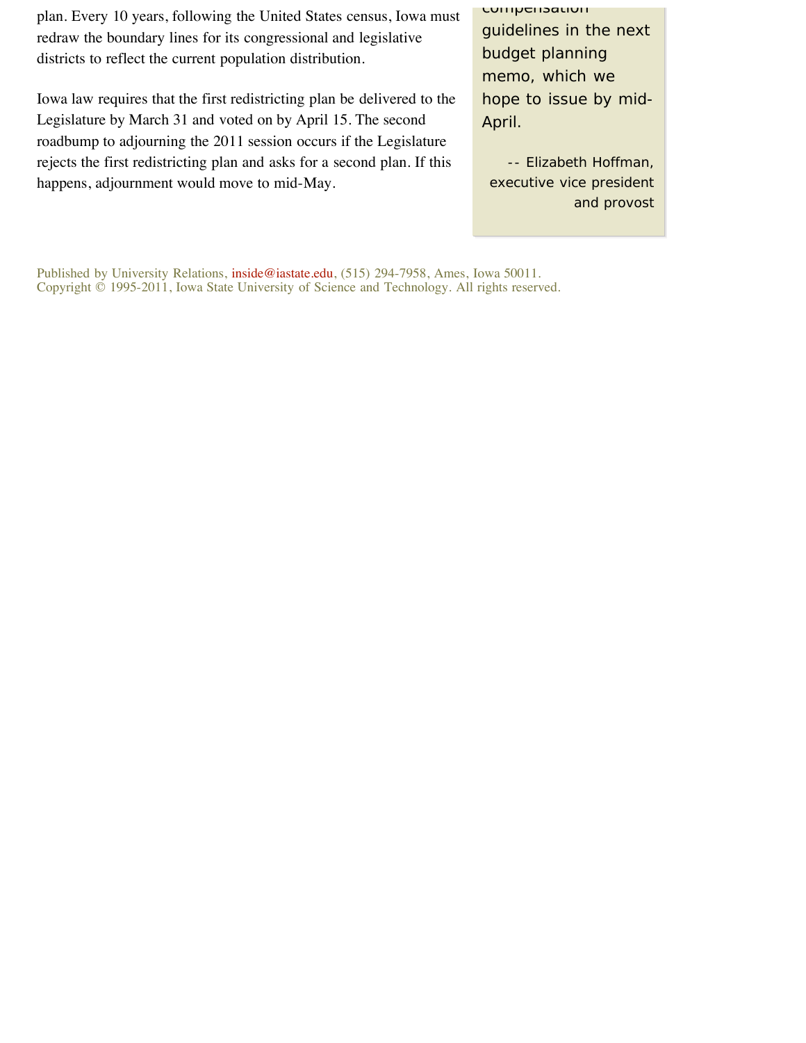plan. Every 10 years, following the United States census, Iowa must redraw the boundary lines for its congressional and legislative districts to reflect the current population distribution.

Iowa law requires that the first redistricting plan be delivered to the Legislature by March 31 and voted on by April 15. The second roadbump to adjourning the 2011 session occurs if the Legislature rejects the first redistricting plan and asks for a second plan. If this happens, adjournment would move to mid-May.

compensation guidelines in the next budget planning memo, which we hope to issue by mid-April.

-- Elizabeth Hoffman, executive vice president and provost

Published by University Relations, inside@iastate.edu, (515) 294-7958, Ames, Iowa 50011.
Copyright © 1995-2011, Iowa State University of Science and Technology. All rights reserved.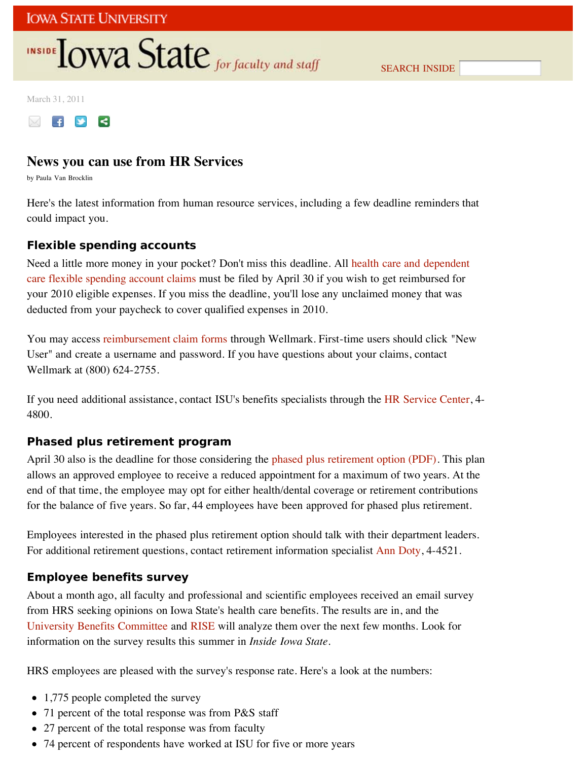March 31, 2011

# News you can use from HR Services

by Paula Van Brocklin

Here's the latest information from human resource services, including a few deadline reminders that could impact you.

## Flexible spending accounts

Need a little more money in your pocket? Don't miss this deadline. All health care and dependent care flexible spending account claims must be filed by April 30 if you wish to get reimbursed for your 2010 eligible expenses. If you miss the deadline, you'll lose any unclaimed money that was deducted from your paycheck to cover qualified expenses in 2010.

You may access reimbursement claim forms through Wellmark. First-time users should click "New User" and create a username and password. If you have questions about your claims, contact Wellmark at (800) 624-2755.

If you need additional assistance, contact ISU's benefits specialists through the HR Service Center, 4-4800.

## Phased plus retirement program

April 30 also is the deadline for those considering the phased plus retirement option (PDF). This plan allows an approved employee to receive a reduced appointment for a maximum of two years. At the end of that time, the employee may opt for either health/dental coverage or retirement contributions for the balance of five years. So far, 44 employees have been approved for phased plus retirement.

Employees interested in the phased plus retirement option should talk with their department leaders. For additional retirement questions, contact retirement information specialist Ann Doty, 4-4521.

## Employee benefits survey

About a month ago, all faculty and professional and scientific employees received an email survey from HRS seeking opinions on Iowa State's health care benefits. The results are in, and the University Benefits Committee and RISE will analyze them over the next few months. Look for information on the survey results this summer in *Inside Iowa State*.

HRS employees are pleased with the survey's response rate. Here's a look at the numbers:

- 1,775 people completed the survey
- 71 percent of the total response was from P&S staff
- 27 percent of the total response was from faculty
- 74 percent of respondents have worked at ISU for five or more years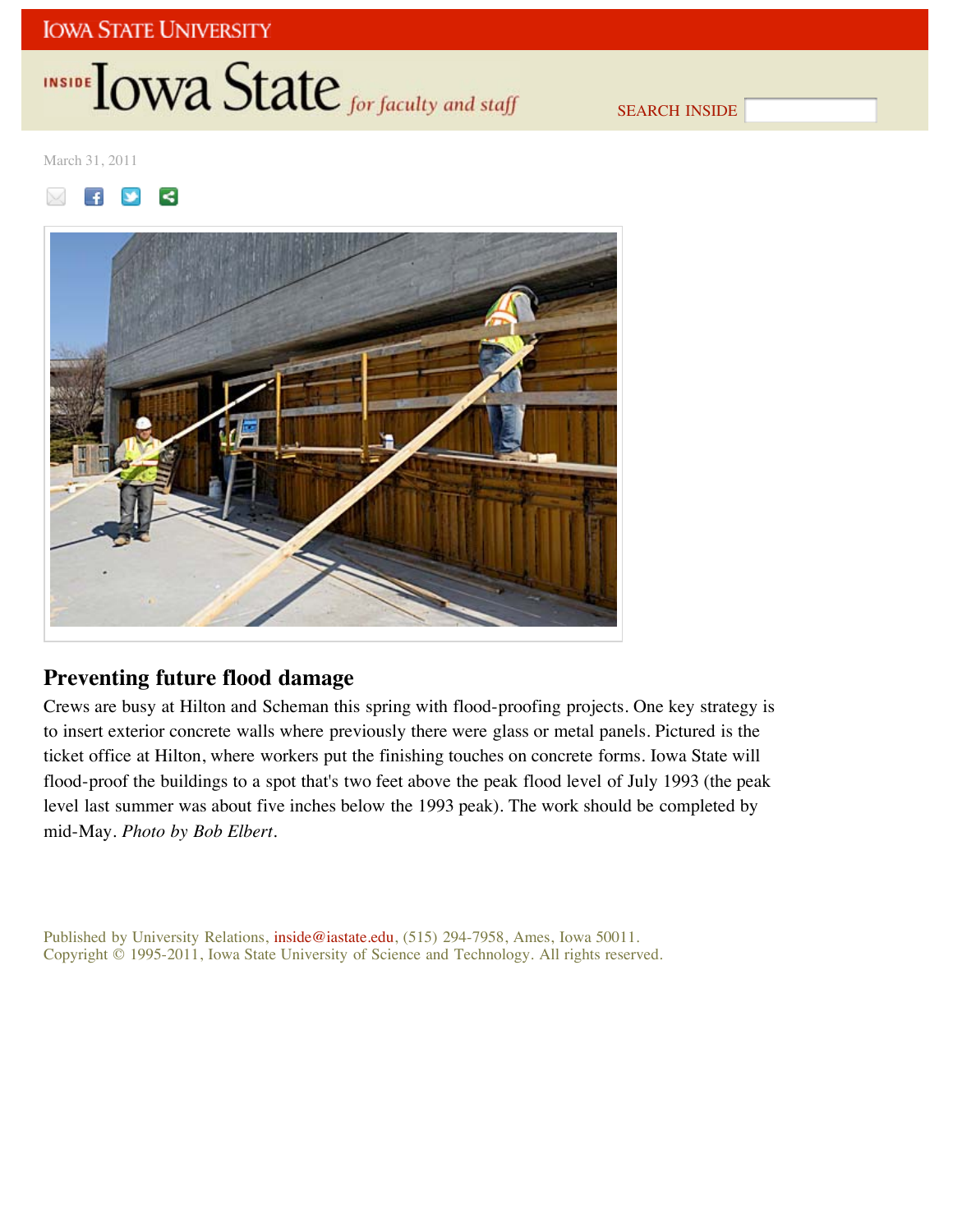March 31, 2011

## Preventing future flood damage

Crews are busy at Hilton and Scheman this spring with flood-proofing projects. One key strategy is to insert exterior concrete walls where previously there were glass or metal panels. Pictured is the ticket office at Hilton, where workers put the finishing touches on concrete forms. Iowa State will flood-proof the buildings to a spot that's two feet above the peak flood level of July 1993 (the peak level last summer was about five inches below the 1993 peak). The work should be completed by mid-May. *Photo by Bob Elbert.*

Published by University Relations, inside@iastate.edu, (515) 294-7958, Ames, Iowa 50011.
Copyright © 1995-2011, Iowa State University of Science and Technology. All rights reserved.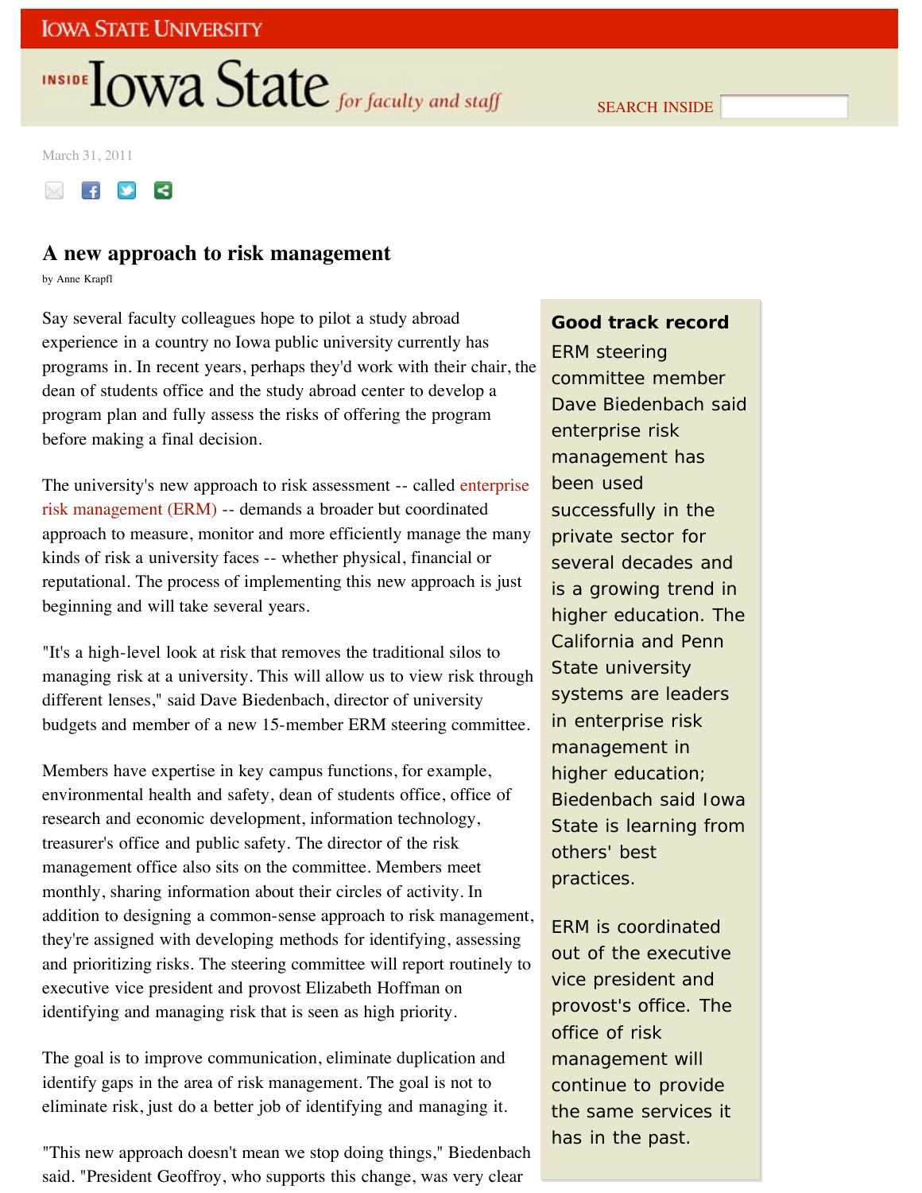# A new approach to risk management

by Anne Krapfl

Say several faculty colleagues hope to pilot a study abroad experience in a country no Iowa public university currently has programs in. In recent years, perhaps they'd work with their chair, the dean of students office and the study abroad center to develop a program plan and fully assess the risks of offering the program before making a final decision.

The university's new approach to risk assessment -- called enterprise risk management (ERM) -- demands a broader but coordinated approach to measure, monitor and more efficiently manage the many kinds of risk a university faces -- whether physical, financial or reputational. The process of implementing this new approach is just beginning and will take several years.

"It's a high-level look at risk that removes the traditional silos to managing risk at a university. This will allow us to view risk through different lenses," said Dave Biedenbach, director of university budgets and member of a new 15-member ERM steering committee.

Members have expertise in key campus functions, for example, environmental health and safety, dean of students office, office of research and economic development, information technology, treasurer's office and public safety. The director of the risk management office also sits on the committee. Members meet monthly, sharing information about their circles of activity. In addition to designing a common-sense approach to risk management, they're assigned with developing methods for identifying, assessing and prioritizing risks. The steering committee will report routinely to executive vice president and provost Elizabeth Hoffman on identifying and managing risk that is seen as high priority.

The goal is to improve communication, eliminate duplication and identify gaps in the area of risk management. The goal is not to eliminate risk, just do a better job of identifying and managing it.

"This new approach doesn't mean we stop doing things," Biedenbach said. "President Geoffroy, who supports this change, was very clear

## Good track record

ERM steering committee member Dave Biedenbach said enterprise risk management has been used successfully in the private sector for several decades and is a growing trend in higher education. The California and Penn State university systems are leaders in enterprise risk management in higher education; Biedenbach said Iowa State is learning from others' best practices.

ERM is coordinated out of the executive vice president and provost's office. The office of risk management will continue to provide the same services it has in the past.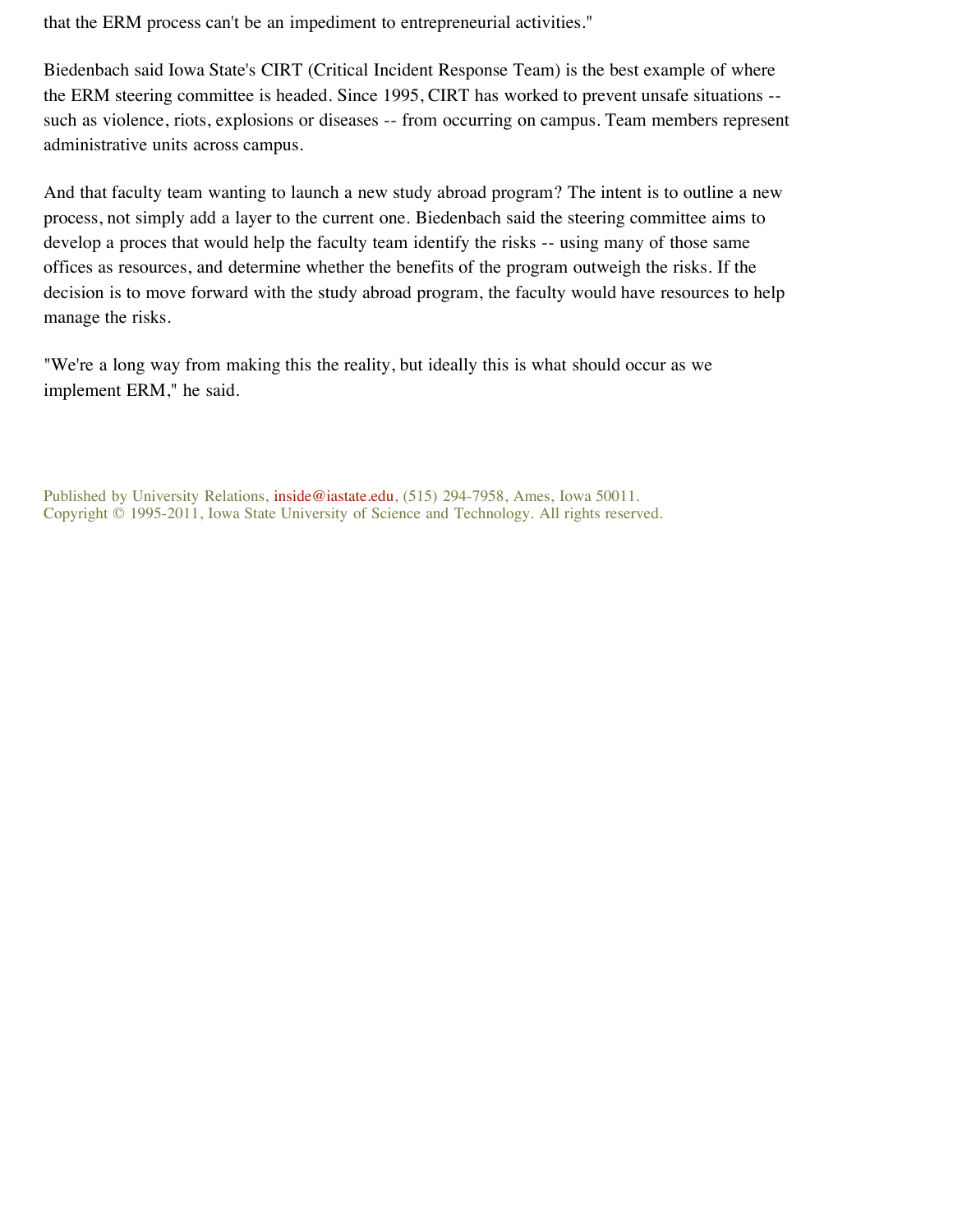that the ERM process can't be an impediment to entrepreneurial activities."

Biedenbach said Iowa State's CIRT (Critical Incident Response Team) is the best example of where the ERM steering committee is headed. Since 1995, CIRT has worked to prevent unsafe situations -- such as violence, riots, explosions or diseases -- from occurring on campus. Team members represent administrative units across campus.

And that faculty team wanting to launch a new study abroad program? The intent is to outline a new process, not simply add a layer to the current one. Biedenbach said the steering committee aims to develop a proces that would help the faculty team identify the risks -- using many of those same offices as resources, and determine whether the benefits of the program outweigh the risks. If the decision is to move forward with the study abroad program, the faculty would have resources to help manage the risks.

"We're a long way from making this the reality, but ideally this is what should occur as we implement ERM," he said.

Published by University Relations, inside@iastate.edu, (515) 294-7958, Ames, Iowa 50011.
Copyright © 1995-2011, Iowa State University of Science and Technology. All rights reserved.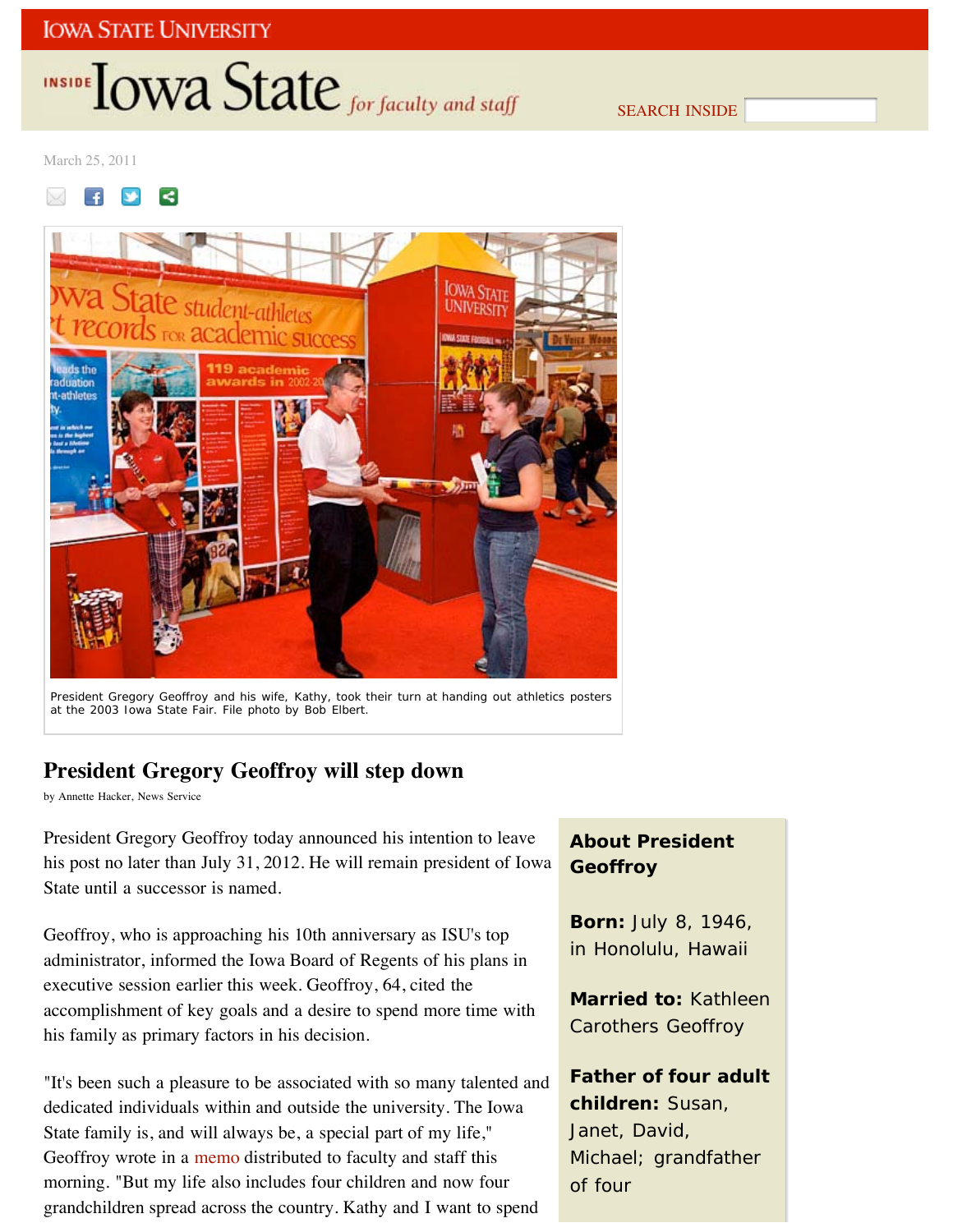IOWA STATE UNIVERSITY

INSIDE Iowa State *for faculty and staff*

SEARCH INSIDE

March 25, 2011

President Gregory Geoffroy and his wife, Kathy, took their turn at handing out athletics posters at the 2003 Iowa State Fair. File photo by Bob Elbert.

# President Gregory Geoffroy will step down

by Annette Hacker, News Service

President Gregory Geoffroy today announced his intention to leave his post no later than July 31, 2012. He will remain president of Iowa State until a successor is named.

Geoffroy, who is approaching his 10th anniversary as ISU's top administrator, informed the Iowa Board of Regents of his plans in executive session earlier this week. Geoffroy, 64, cited the accomplishment of key goals and a desire to spend more time with his family as primary factors in his decision.

"It's been such a pleasure to be associated with so many talented and dedicated individuals within and outside the university. The Iowa State family is, and will always be, a special part of my life," Geoffroy wrote in a memo distributed to faculty and staff this morning. "But my life also includes four children and now four grandchildren spread across the country. Kathy and I want to spend

**About President Geoffroy**

**Born:** July 8, 1946, in Honolulu, Hawaii

**Married to:** Kathleen Carothers Geoffroy

**Father of four adult children:** Susan, Janet, David, Michael; grandfather of four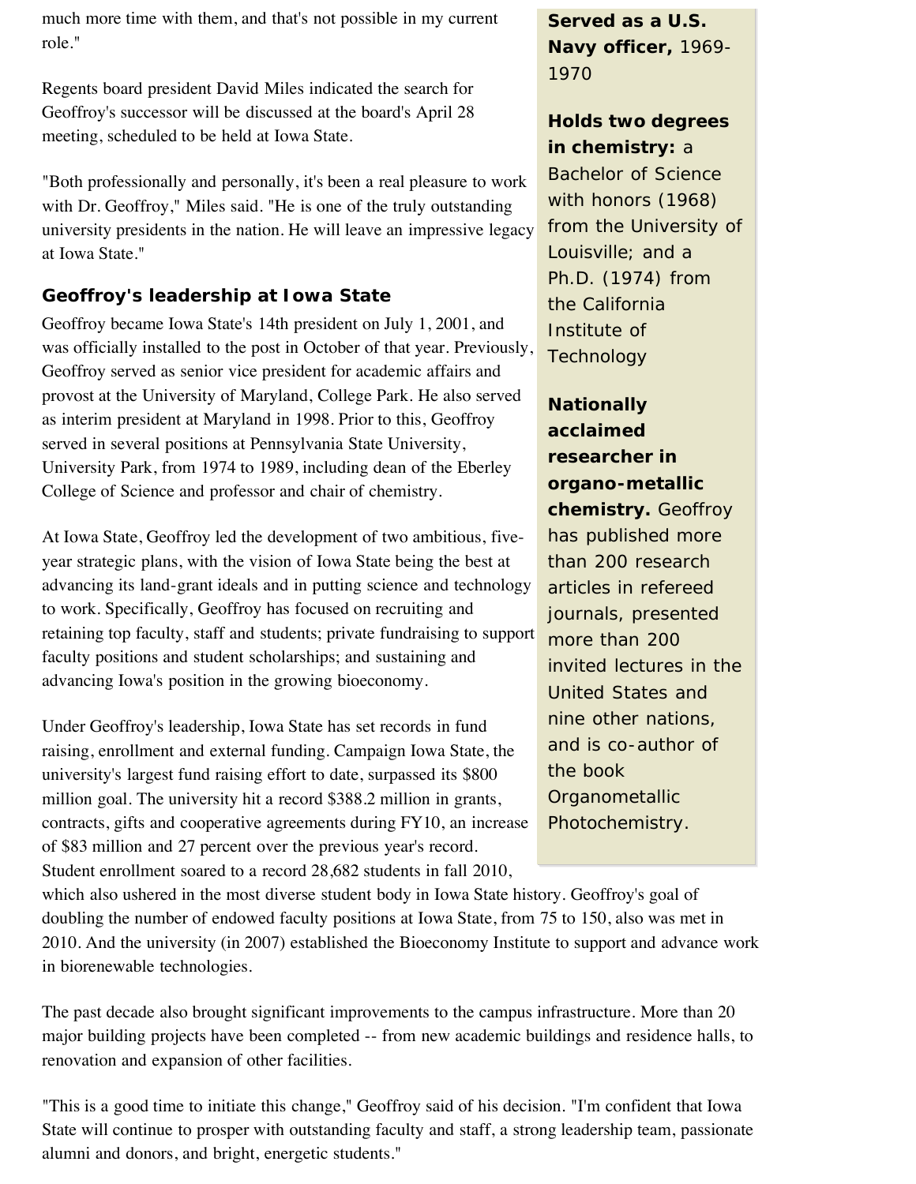much more time with them, and that's not possible in my current role."

Regents board president David Miles indicated the search for Geoffroy's successor will be discussed at the board's April 28 meeting, scheduled to be held at Iowa State.

"Both professionally and personally, it's been a real pleasure to work with Dr. Geoffroy," Miles said. "He is one of the truly outstanding university presidents in the nation. He will leave an impressive legacy at Iowa State."

### Geoffroy's leadership at Iowa State

Geoffroy became Iowa State's 14th president on July 1, 2001, and was officially installed to the post in October of that year. Previously, Geoffroy served as senior vice president for academic affairs and provost at the University of Maryland, College Park. He also served as interim president at Maryland in 1998. Prior to this, Geoffroy served in several positions at Pennsylvania State University, University Park, from 1974 to 1989, including dean of the Eberley College of Science and professor and chair of chemistry.

At Iowa State, Geoffroy led the development of two ambitious, five-year strategic plans, with the vision of Iowa State being the best at advancing its land-grant ideals and in putting science and technology to work. Specifically, Geoffroy has focused on recruiting and retaining top faculty, staff and students; private fundraising to support faculty positions and student scholarships; and sustaining and advancing Iowa's position in the growing bioeconomy.

Under Geoffroy's leadership, Iowa State has set records in fund raising, enrollment and external funding. Campaign Iowa State, the university's largest fund raising effort to date, surpassed its $800 million goal. The university hit a record $388.2 million in grants, contracts, gifts and cooperative agreements during FY10, an increase of $83 million and 27 percent over the previous year's record. Student enrollment soared to a record 28,682 students in fall 2010, which also ushered in the most diverse student body in Iowa State history. Geoffroy's goal of doubling the number of endowed faculty positions at Iowa State, from 75 to 150, also was met in 2010. And the university (in 2007) established the Bioeconomy Institute to support and advance work in biorenewable technologies.

The past decade also brought significant improvements to the campus infrastructure. More than 20 major building projects have been completed -- from new academic buildings and residence halls, to renovation and expansion of other facilities.

"This is a good time to initiate this change," Geoffroy said of his decision. "I'm confident that Iowa State will continue to prosper with outstanding faculty and staff, a strong leadership team, passionate alumni and donors, and bright, energetic students."

**Served as a U.S. Navy officer,** 1969-1970

**Holds two degrees in chemistry:** a Bachelor of Science with honors (1968) from the University of Louisville; and a Ph.D. (1974) from the California Institute of Technology

**Nationally acclaimed researcher in organo-metallic chemistry.** Geoffroy has published more than 200 research articles in refereed journals, presented more than 200 invited lectures in the United States and nine other nations, and is co-author of the book Organometallic Photochemistry.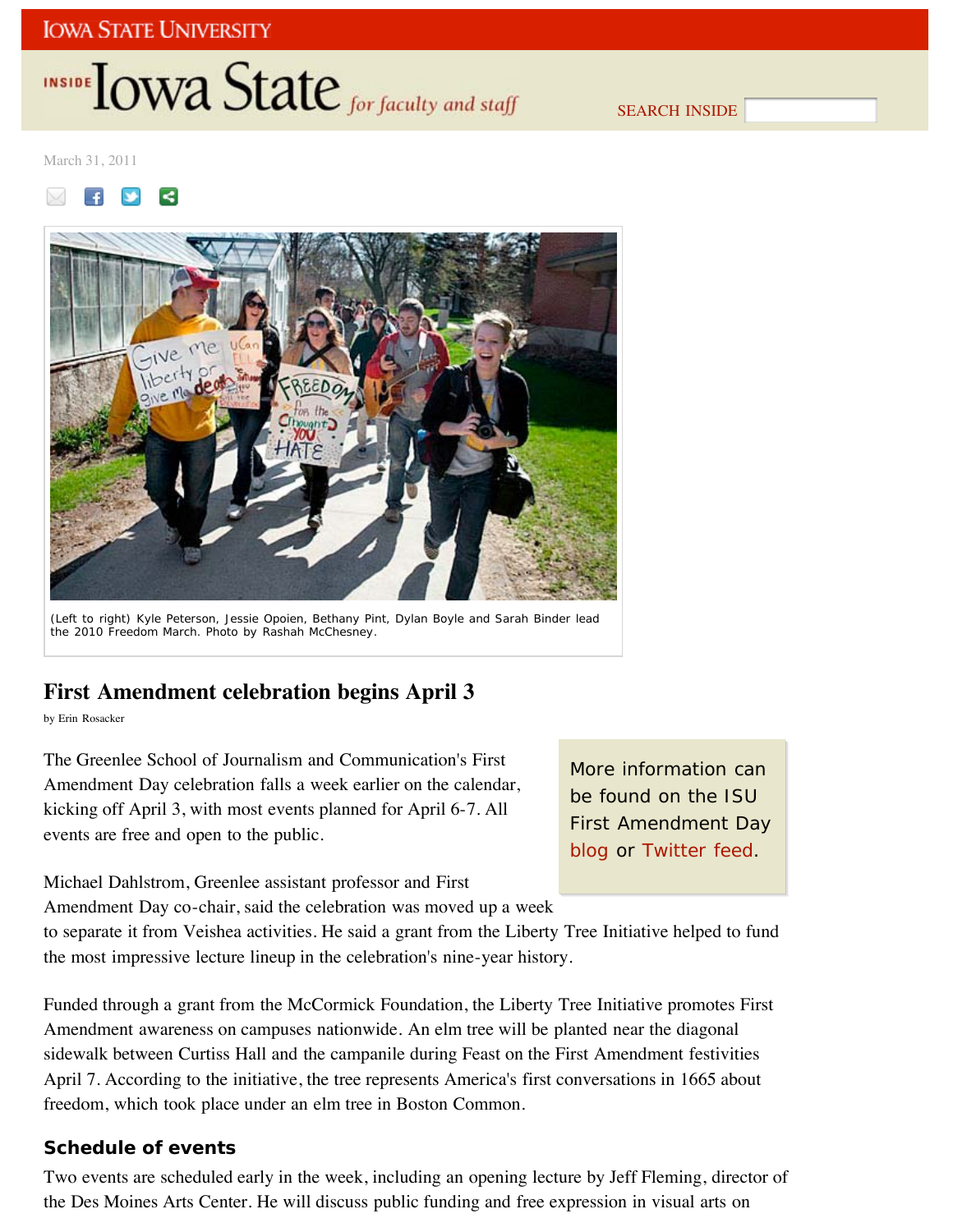March 31, 2011

(Left to right) Kyle Peterson, Jessie Opoien, Bethany Pint, Dylan Boyle and Sarah Binder lead the 2010 Freedom March. Photo by Rashah McChesney.

## First Amendment celebration begins April 3

by Erin Rosacker

The Greenlee School of Journalism and Communication's First Amendment Day celebration falls a week earlier on the calendar, kicking off April 3, with most events planned for April 6-7. All events are free and open to the public.

> More information can be found on the ISU First Amendment Day blog or Twitter feed.

Michael Dahlstrom, Greenlee assistant professor and First Amendment Day co-chair, said the celebration was moved up a week to separate it from Veishea activities. He said a grant from the Liberty Tree Initiative helped to fund the most impressive lecture lineup in the celebration's nine-year history.

Funded through a grant from the McCormick Foundation, the Liberty Tree Initiative promotes First Amendment awareness on campuses nationwide. An elm tree will be planted near the diagonal sidewalk between Curtiss Hall and the campanile during Feast on the First Amendment festivities April 7. According to the initiative, the tree represents America's first conversations in 1665 about freedom, which took place under an elm tree in Boston Common.

### Schedule of events

Two events are scheduled early in the week, including an opening lecture by Jeff Fleming, director of the Des Moines Arts Center. He will discuss public funding and free expression in visual arts on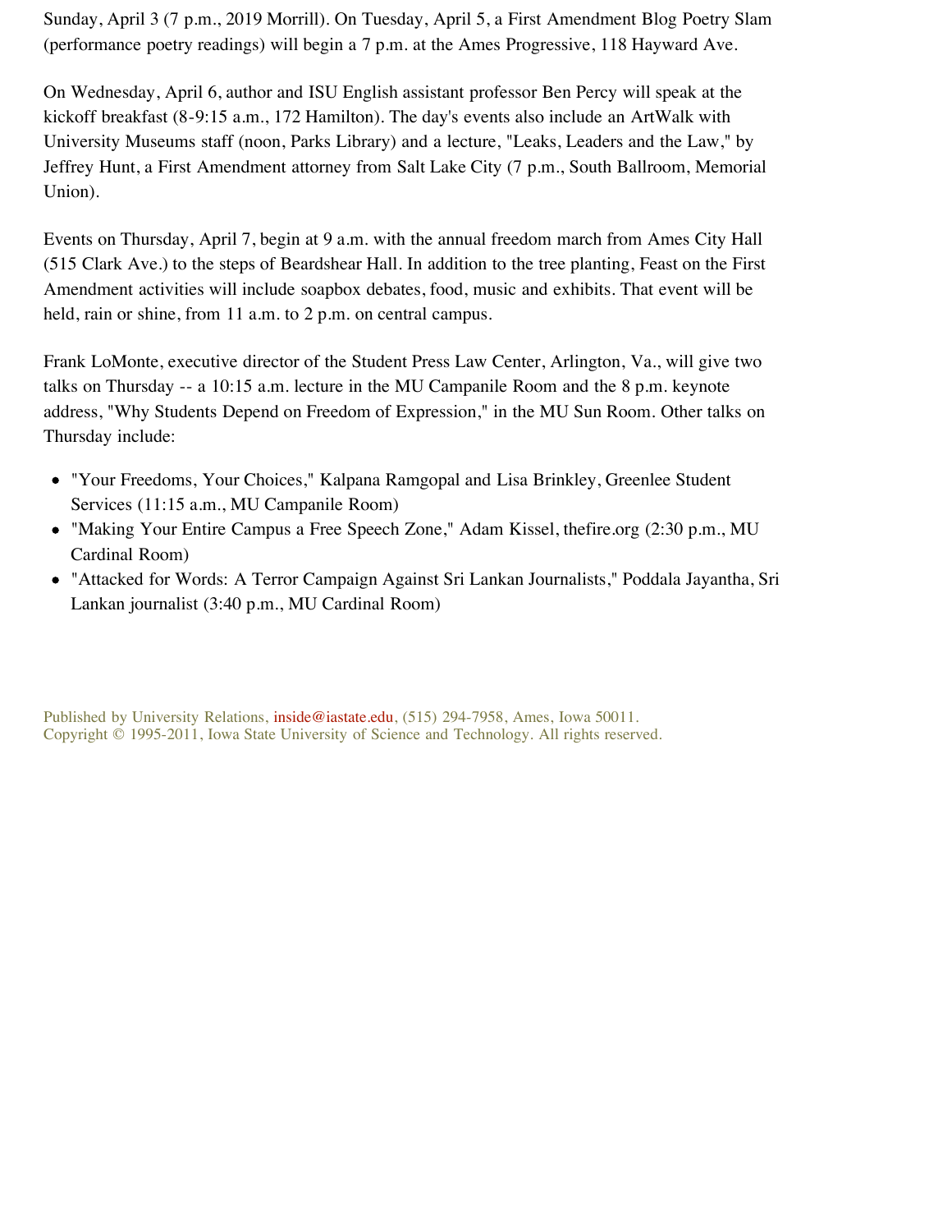Sunday, April 3 (7 p.m., 2019 Morrill). On Tuesday, April 5, a First Amendment Blog Poetry Slam (performance poetry readings) will begin a 7 p.m. at the Ames Progressive, 118 Hayward Ave.

On Wednesday, April 6, author and ISU English assistant professor Ben Percy will speak at the kickoff breakfast (8-9:15 a.m., 172 Hamilton). The day's events also include an ArtWalk with University Museums staff (noon, Parks Library) and a lecture, "Leaks, Leaders and the Law," by Jeffrey Hunt, a First Amendment attorney from Salt Lake City (7 p.m., South Ballroom, Memorial Union).

Events on Thursday, April 7, begin at 9 a.m. with the annual freedom march from Ames City Hall (515 Clark Ave.) to the steps of Beardshear Hall. In addition to the tree planting, Feast on the First Amendment activities will include soapbox debates, food, music and exhibits. That event will be held, rain or shine, from 11 a.m. to 2 p.m. on central campus.

Frank LoMonte, executive director of the Student Press Law Center, Arlington, Va., will give two talks on Thursday -- a 10:15 a.m. lecture in the MU Campanile Room and the 8 p.m. keynote address, "Why Students Depend on Freedom of Expression," in the MU Sun Room. Other talks on Thursday include:

- "Your Freedoms, Your Choices," Kalpana Ramgopal and Lisa Brinkley, Greenlee Student Services (11:15 a.m., MU Campanile Room)
- "Making Your Entire Campus a Free Speech Zone," Adam Kissel, thefire.org (2:30 p.m., MU Cardinal Room)
- "Attacked for Words: A Terror Campaign Against Sri Lankan Journalists," Poddala Jayantha, Sri Lankan journalist (3:40 p.m., MU Cardinal Room)

Published by University Relations, inside@iastate.edu, (515) 294-7958, Ames, Iowa 50011.
Copyright © 1995-2011, Iowa State University of Science and Technology. All rights reserved.